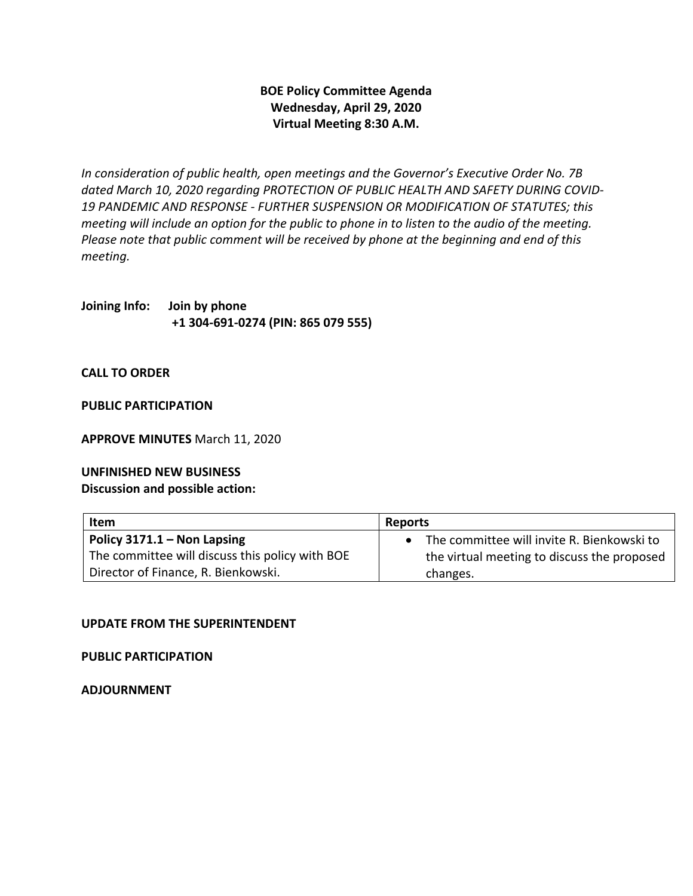**BOE Policy Committee Agenda**
**Wednesday, April 29, 2020**
**Virtual Meeting 8:30 A.M.**

*In consideration of public health, open meetings and the Governor's Executive Order No. 7B dated March 10, 2020 regarding PROTECTION OF PUBLIC HEALTH AND SAFETY DURING COVID-19 PANDEMIC AND RESPONSE - FURTHER SUSPENSION OR MODIFICATION OF STATUTES; this meeting will include an option for the public to phone in to listen to the audio of the meeting. Please note that public comment will be received by phone at the beginning and end of this meeting.*

**Joining Info:** **Join by phone**
**+1 304-691-0274 (PIN: 865 079 555)**

**CALL TO ORDER**

**PUBLIC PARTICIPATION**

**APPROVE MINUTES** March 11, 2020

**UNFINISHED NEW BUSINESS**
**Discussion and possible action:**

| Item | Reports |
|---|---|
| **Policy 3171.1 – Non Lapsing** The committee will discuss this policy with BOE Director of Finance, R. Bienkowski. | • The committee will invite R. Bienkowski to the virtual meeting to discuss the proposed changes. |

**UPDATE FROM THE SUPERINTENDENT**

**PUBLIC PARTICIPATION**

**ADJOURNMENT**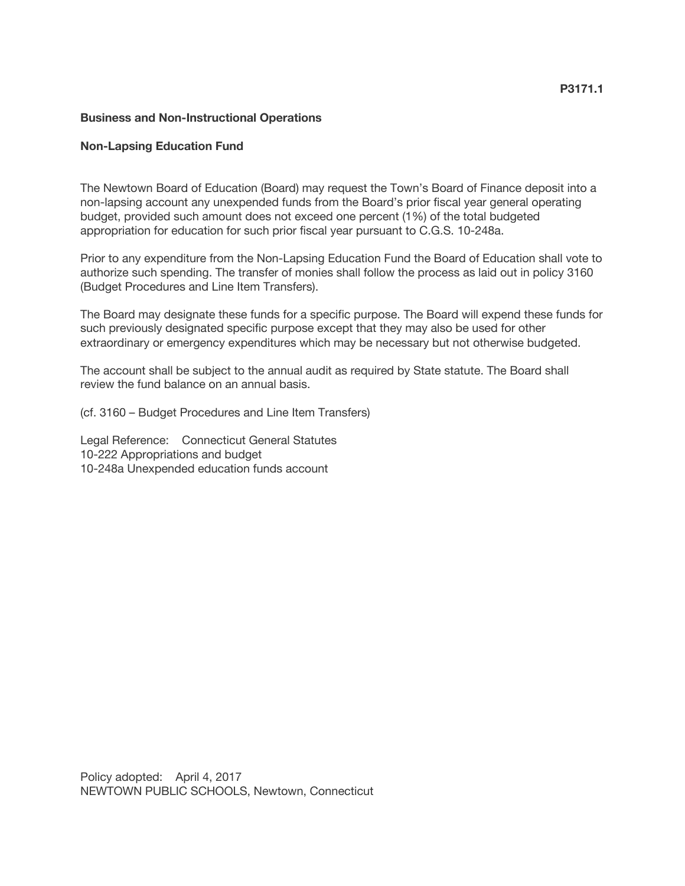P3171.1

**Business and Non-Instructional Operations**

**Non-Lapsing Education Fund**

The Newtown Board of Education (Board) may request the Town's Board of Finance deposit into a non-lapsing account any unexpended funds from the Board's prior fiscal year general operating budget, provided such amount does not exceed one percent (1%) of the total budgeted appropriation for education for such prior fiscal year pursuant to C.G.S. 10-248a.

Prior to any expenditure from the Non-Lapsing Education Fund the Board of Education shall vote to authorize such spending. The transfer of monies shall follow the process as laid out in policy 3160 (Budget Procedures and Line Item Transfers).

The Board may designate these funds for a specific purpose. The Board will expend these funds for such previously designated specific purpose except that they may also be used for other extraordinary or emergency expenditures which may be necessary but not otherwise budgeted.

The account shall be subject to the annual audit as required by State statute. The Board shall review the fund balance on an annual basis.

(cf. 3160 – Budget Procedures and Line Item Transfers)

Legal Reference: Connecticut General Statutes
10-222 Appropriations and budget
10-248a Unexpended education funds account

Policy adopted: April 4, 2017
NEWTOWN PUBLIC SCHOOLS, Newtown, Connecticut